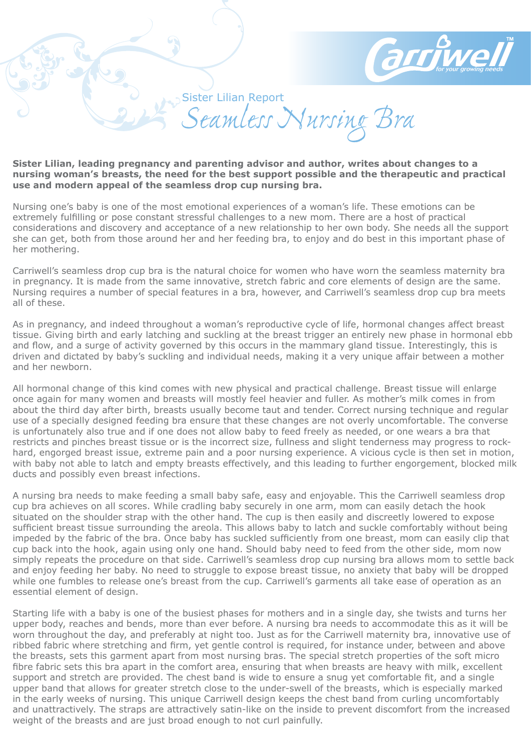Sister Lilian Report

# Seamless Nursing Bra

**Sister Lilian, leading pregnancy and parenting advisor and author, writes about changes to a nursing woman's breasts, the need for the best support possible and the therapeutic and practical use and modern appeal of the seamless drop cup nursing bra.**

Nursing one's baby is one of the most emotional experiences of a woman's life. These emotions can be extremely fulfilling or pose constant stressful challenges to a new mom. There are a host of practical considerations and discovery and acceptance of a new relationship to her own body. She needs all the support she can get, both from those around her and her feeding bra, to enjoy and do best in this important phase of her mothering.

Carriwell's seamless drop cup bra is the natural choice for women who have worn the seamless maternity bra in pregnancy. It is made from the same innovative, stretch fabric and core elements of design are the same. Nursing requires a number of special features in a bra, however, and Carriwell's seamless drop cup bra meets all of these.

As in pregnancy, and indeed throughout a woman's reproductive cycle of life, hormonal changes affect breast tissue. Giving birth and early latching and suckling at the breast trigger an entirely new phase in hormonal ebb and flow, and a surge of activity governed by this occurs in the mammary gland tissue. Interestingly, this is driven and dictated by baby's suckling and individual needs, making it a very unique affair between a mother and her newborn.

All hormonal change of this kind comes with new physical and practical challenge. Breast tissue will enlarge once again for many women and breasts will mostly feel heavier and fuller. As mother's milk comes in from about the third day after birth, breasts usually become taut and tender. Correct nursing technique and regular use of a specially designed feeding bra ensure that these changes are not overly uncomfortable. The converse is unfortunately also true and if one does not allow baby to feed freely as needed, or one wears a bra that restricts and pinches breast tissue or is the incorrect size, fullness and slight tenderness may progress to rock-hard, engorged breast issue, extreme pain and a poor nursing experience. A vicious cycle is then set in motion, with baby not able to latch and empty breasts effectively, and this leading to further engorgement, blocked milk ducts and possibly even breast infections.

A nursing bra needs to make feeding a small baby safe, easy and enjoyable. This the Carriwell seamless drop cup bra achieves on all scores. While cradling baby securely in one arm, mom can easily detach the hook situated on the shoulder strap with the other hand. The cup is then easily and discreetly lowered to expose sufficient breast tissue surrounding the areola. This allows baby to latch and suckle comfortably without being impeded by the fabric of the bra. Once baby has suckled sufficiently from one breast, mom can easily clip that cup back into the hook, again using only one hand. Should baby need to feed from the other side, mom now simply repeats the procedure on that side. Carriwell's seamless drop cup nursing bra allows mom to settle back and enjoy feeding her baby. No need to struggle to expose breast tissue, no anxiety that baby will be dropped while one fumbles to release one's breast from the cup. Carriwell's garments all take ease of operation as an essential element of design.

Starting life with a baby is one of the busiest phases for mothers and in a single day, she twists and turns her upper body, reaches and bends, more than ever before. A nursing bra needs to accommodate this as it will be worn throughout the day, and preferably at night too. Just as for the Carriwell maternity bra, innovative use of ribbed fabric where stretching and firm, yet gentle control is required, for instance under, between and above the breasts, sets this garment apart from most nursing bras. The special stretch properties of the soft micro fibre fabric sets this bra apart in the comfort area, ensuring that when breasts are heavy with milk, excellent support and stretch are provided. The chest band is wide to ensure a snug yet comfortable fit, and a single upper band that allows for greater stretch close to the under-swell of the breasts, which is especially marked in the early weeks of nursing. This unique Carriwell design keeps the chest band from curling uncomfortably and unattractively. The straps are attractively satin-like on the inside to prevent discomfort from the increased weight of the breasts and are just broad enough to not curl painfully.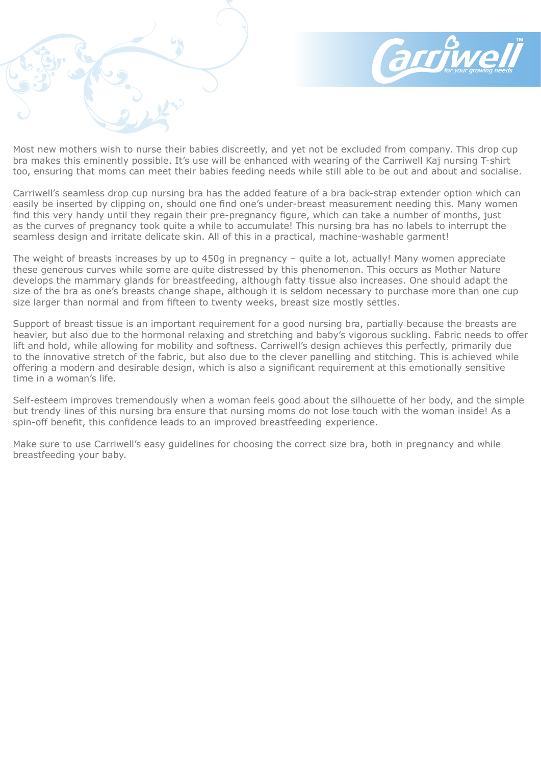Most new mothers wish to nurse their babies discreetly, and yet not be excluded from company. This drop cup bra makes this eminently possible. It's use will be enhanced with wearing of the Carriwell Kaj nursing T-shirt too, ensuring that moms can meet their babies feeding needs while still able to be out and about and socialise.

Carriwell's seamless drop cup nursing bra has the added feature of a bra back-strap extender option which can easily be inserted by clipping on, should one find one's under-breast measurement needing this. Many women find this very handy until they regain their pre-pregnancy figure, which can take a number of months, just as the curves of pregnancy took quite a while to accumulate! This nursing bra has no labels to interrupt the seamless design and irritate delicate skin. All of this in a practical, machine-washable garment!

The weight of breasts increases by up to 450g in pregnancy – quite a lot, actually! Many women appreciate these generous curves while some are quite distressed by this phenomenon. This occurs as Mother Nature develops the mammary glands for breastfeeding, although fatty tissue also increases. One should adapt the size of the bra as one's breasts change shape, although it is seldom necessary to purchase more than one cup size larger than normal and from fifteen to twenty weeks, breast size mostly settles.

Support of breast tissue is an important requirement for a good nursing bra, partially because the breasts are heavier, but also due to the hormonal relaxing and stretching and baby's vigorous suckling. Fabric needs to offer lift and hold, while allowing for mobility and softness. Carriwell's design achieves this perfectly, primarily due to the innovative stretch of the fabric, but also due to the clever panelling and stitching. This is achieved while offering a modern and desirable design, which is also a significant requirement at this emotionally sensitive time in a woman's life.

Self-esteem improves tremendously when a woman feels good about the silhouette of her body, and the simple but trendy lines of this nursing bra ensure that nursing moms do not lose touch with the woman inside! As a spin-off benefit, this confidence leads to an improved breastfeeding experience.

Make sure to use Carriwell's easy guidelines for choosing the correct size bra, both in pregnancy and while breastfeeding your baby.